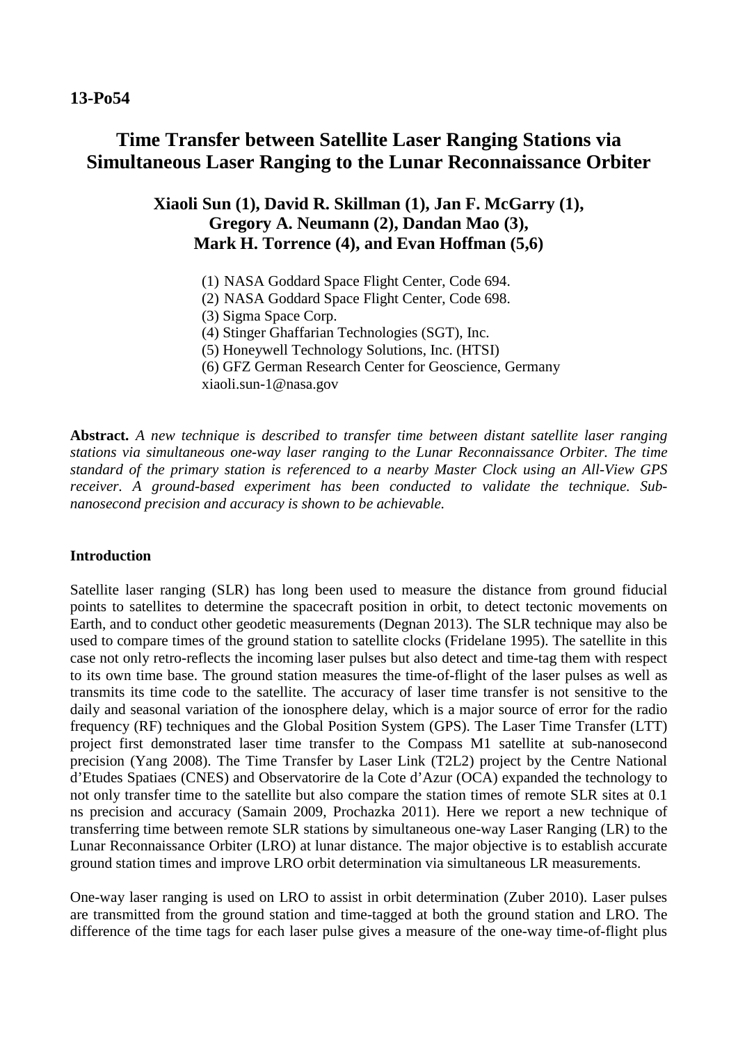**13-Po54**

# Time Transfer between Satellite Laser Ranging Stations via Simultaneous Laser Ranging to the Lunar Reconnaissance Orbiter

**Xiaoli Sun (1), David R. Skillman (1), Jan F. McGarry (1), Gregory A. Neumann (2), Dandan Mao (3), Mark H. Torrence (4), and Evan Hoffman (5,6)**

(1) NASA Goddard Space Flight Center, Code 694.
(2) NASA Goddard Space Flight Center, Code 698.
(3) Sigma Space Corp.
(4) Stinger Ghaffarian Technologies (SGT), Inc.
(5) Honeywell Technology Solutions, Inc. (HTSI)
(6) GFZ German Research Center for Geoscience, Germany
xiaoli.sun-1@nasa.gov

**Abstract.** *A new technique is described to transfer time between distant satellite laser ranging stations via simultaneous one-way laser ranging to the Lunar Reconnaissance Orbiter. The time standard of the primary station is referenced to a nearby Master Clock using an All-View GPS receiver. A ground-based experiment has been conducted to validate the technique. Sub-nanosecond precision and accuracy is shown to be achievable.*

## Introduction

Satellite laser ranging (SLR) has long been used to measure the distance from ground fiducial points to satellites to determine the spacecraft position in orbit, to detect tectonic movements on Earth, and to conduct other geodetic measurements (Degnan 2013). The SLR technique may also be used to compare times of the ground station to satellite clocks (Fridelane 1995). The satellite in this case not only retro-reflects the incoming laser pulses but also detect and time-tag them with respect to its own time base. The ground station measures the time-of-flight of the laser pulses as well as transmits its time code to the satellite. The accuracy of laser time transfer is not sensitive to the daily and seasonal variation of the ionosphere delay, which is a major source of error for the radio frequency (RF) techniques and the Global Position System (GPS). The Laser Time Transfer (LTT) project first demonstrated laser time transfer to the Compass M1 satellite at sub-nanosecond precision (Yang 2008). The Time Transfer by Laser Link (T2L2) project by the Centre National d'Etudes Spatiaes (CNES) and Observatorire de la Cote d'Azur (OCA) expanded the technology to not only transfer time to the satellite but also compare the station times of remote SLR sites at 0.1 ns precision and accuracy (Samain 2009, Prochazka 2011). Here we report a new technique of transferring time between remote SLR stations by simultaneous one-way Laser Ranging (LR) to the Lunar Reconnaissance Orbiter (LRO) at lunar distance. The major objective is to establish accurate ground station times and improve LRO orbit determination via simultaneous LR measurements.

One-way laser ranging is used on LRO to assist in orbit determination (Zuber 2010). Laser pulses are transmitted from the ground station and time-tagged at both the ground station and LRO. The difference of the time tags for each laser pulse gives a measure of the one-way time-of-flight plus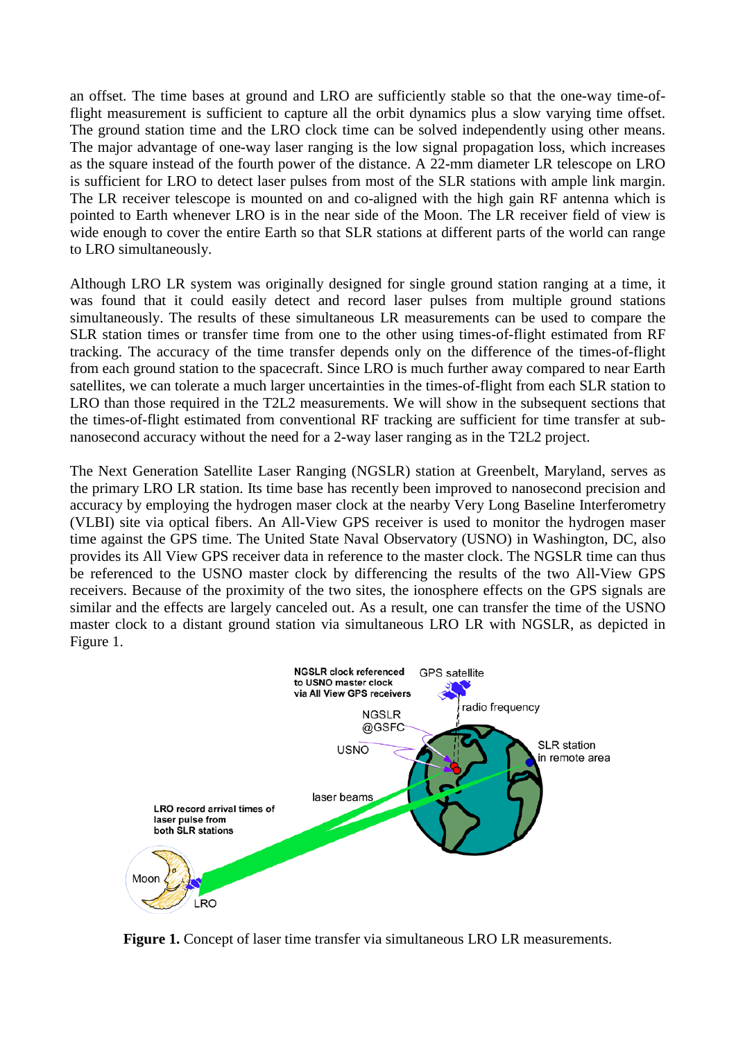an offset. The time bases at ground and LRO are sufficiently stable so that the one-way time-of-flight measurement is sufficient to capture all the orbit dynamics plus a slow varying time offset. The ground station time and the LRO clock time can be solved independently using other means. The major advantage of one-way laser ranging is the low signal propagation loss, which increases as the square instead of the fourth power of the distance. A 22-mm diameter LR telescope on LRO is sufficient for LRO to detect laser pulses from most of the SLR stations with ample link margin. The LR receiver telescope is mounted on and co-aligned with the high gain RF antenna which is pointed to Earth whenever LRO is in the near side of the Moon. The LR receiver field of view is wide enough to cover the entire Earth so that SLR stations at different parts of the world can range to LRO simultaneously.

Although LRO LR system was originally designed for single ground station ranging at a time, it was found that it could easily detect and record laser pulses from multiple ground stations simultaneously. The results of these simultaneous LR measurements can be used to compare the SLR station times or transfer time from one to the other using times-of-flight estimated from RF tracking. The accuracy of the time transfer depends only on the difference of the times-of-flight from each ground station to the spacecraft. Since LRO is much further away compared to near Earth satellites, we can tolerate a much larger uncertainties in the times-of-flight from each SLR station to LRO than those required in the T2L2 measurements. We will show in the subsequent sections that the times-of-flight estimated from conventional RF tracking are sufficient for time transfer at sub-nanosecond accuracy without the need for a 2-way laser ranging as in the T2L2 project.

The Next Generation Satellite Laser Ranging (NGSLR) station at Greenbelt, Maryland, serves as the primary LRO LR station. Its time base has recently been improved to nanosecond precision and accuracy by employing the hydrogen maser clock at the nearby Very Long Baseline Interferometry (VLBI) site via optical fibers. An All-View GPS receiver is used to monitor the hydrogen maser time against the GPS time. The United State Naval Observatory (USNO) in Washington, DC, also provides its All View GPS receiver data in reference to the master clock. The NGSLR time can thus be referenced to the USNO master clock by differencing the results of the two All-View GPS receivers. Because of the proximity of the two sites, the ionosphere effects on the GPS signals are similar and the effects are largely canceled out. As a result, one can transfer the time of the USNO master clock to a distant ground station via simultaneous LRO LR with NGSLR, as depicted in Figure 1.

**Figure 1.** Concept of laser time transfer via simultaneous LRO LR measurements.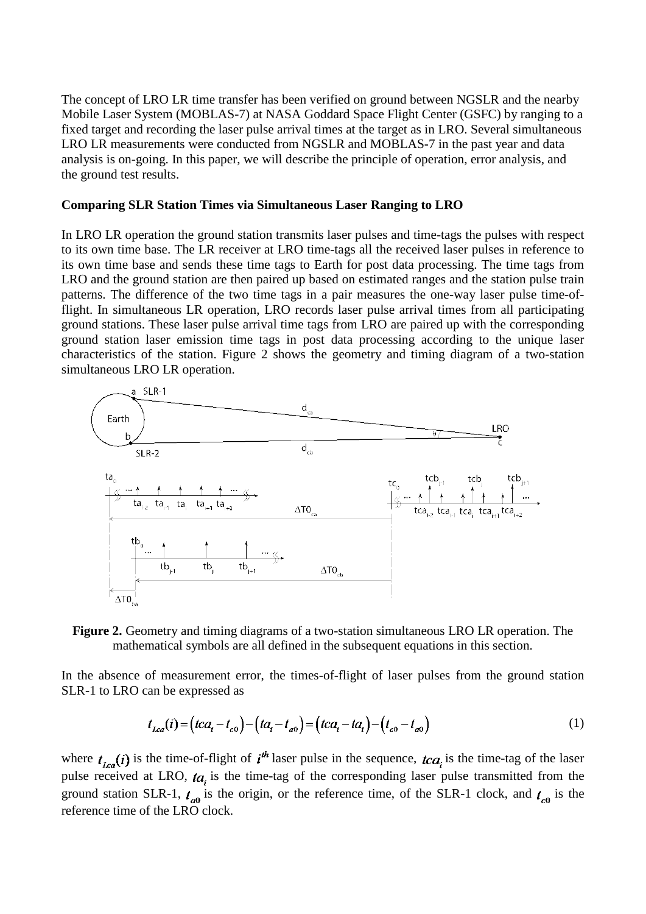The concept of LRO LR time transfer has been verified on ground between NGSLR and the nearby Mobile Laser System (MOBLAS-7) at NASA Goddard Space Flight Center (GSFC) by ranging to a fixed target and recording the laser pulse arrival times at the target as in LRO. Several simultaneous LRO LR measurements were conducted from NGSLR and MOBLAS-7 in the past year and data analysis is on-going. In this paper, we will describe the principle of operation, error analysis, and the ground test results.

**Comparing SLR Station Times via Simultaneous Laser Ranging to LRO**

In LRO LR operation the ground station transmits laser pulses and time-tags the pulses with respect to its own time base. The LR receiver at LRO time-tags all the received laser pulses in reference to its own time base and sends these time tags to Earth for post data processing. The time tags from LRO and the ground station are then paired up based on estimated ranges and the station pulse train patterns. The difference of the two time tags in a pair measures the one-way laser pulse time-of-flight. In simultaneous LR operation, LRO records laser pulse arrival times from all participating ground stations. These laser pulse arrival time tags from LRO are paired up with the corresponding ground station laser emission time tags in post data processing according to the unique laser characteristics of the station. Figure 2 shows the geometry and timing diagram of a two-station simultaneous LRO LR operation.

**Figure 2.** Geometry and timing diagrams of a two-station simultaneous LRO LR operation. The mathematical symbols are all defined in the subsequent equations in this section.

In the absence of measurement error, the times-of-flight of laser pulses from the ground station SLR-1 to LRO can be expressed as

$$t_{Lca}(i) = \left(tca_i - t_{c0}\right) - \left(ta_i - t_{a0}\right) = \left(tca_i - ta_i\right) - \left(t_{c0} - t_{a0}\right) \tag{1}$$

where $t_{Lca}(i)$ is the time-of-flight of $i^{th}$ laser pulse in the sequence, $tca_i$ is the time-tag of the laser pulse received at LRO, $ta_i$ is the time-tag of the corresponding laser pulse transmitted from the ground station SLR-1, $t_{a0}$ is the origin, or the reference time, of the SLR-1 clock, and $t_{c0}$ is the reference time of the LRO clock.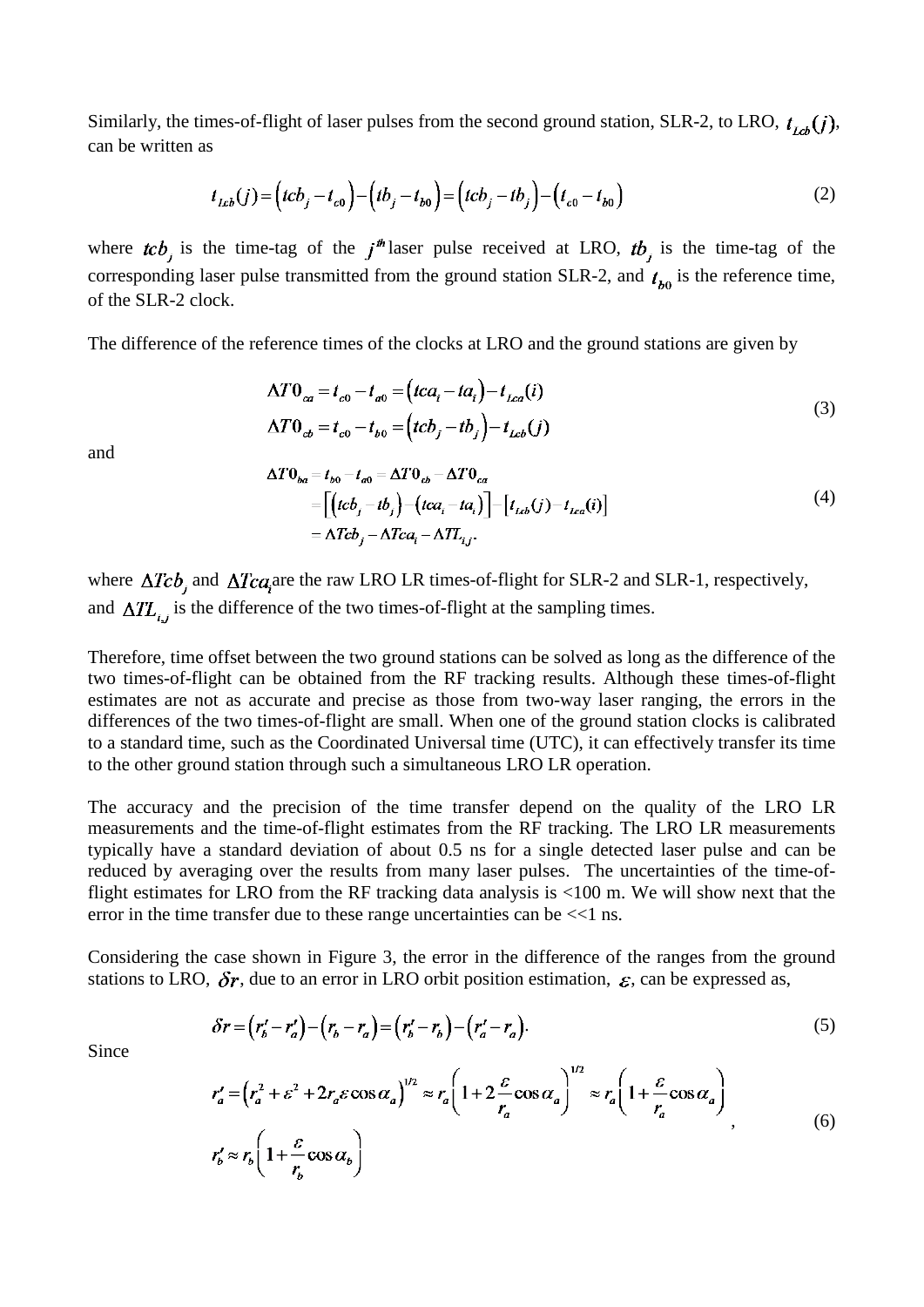Similarly, the times-of-flight of laser pulses from the second ground station, SLR-2, to LRO, $t_{Lcb}(j)$, can be written as

$$t_{Lcb}(j) = \left(tcb_j - t_{c0}\right) - \left(tb_j - t_{b0}\right) = \left(tcb_j - tb_j\right) - \left(t_{c0} - t_{b0}\right) \tag{2}$$

where $tcb_j$ is the time-tag of the $j^{th}$ laser pulse received at LRO, $tb_j$ is the time-tag of the corresponding laser pulse transmitted from the ground station SLR-2, and $t_{b0}$ is the reference time, of the SLR-2 clock.

The difference of the reference times of the clocks at LRO and the ground stations are given by

$$\begin{aligned}
\Delta T0_{ca} &= t_{c0} - t_{a0} = \left(tca_i - ta_i\right) - t_{Lca}(i) \\
\Delta T0_{cb} &= t_{c0} - t_{b0} = \left(tcb_j - tb_j\right) - t_{Lcb}(j)
\end{aligned} \tag{3}$$

and

$$\begin{aligned}
\Delta T0_{ba} &= t_{b0} - t_{a0} = \Delta T0_{cb} - \Delta T0_{ca} \\
&= \left[\left(tcb_j - tb_j\right) - \left(tca_i - ta_i\right)\right] - \left[t_{Lcb}(j) - t_{Lca}(i)\right] \\
&= \Delta Tcb_j - \Delta Tca_i - \Delta TL_{i,j}.
\end{aligned} \tag{4}$$

where $\Delta Tcb_j$ and $\Delta Tca_i$ are the raw LRO LR times-of-flight for SLR-2 and SLR-1, respectively, and $\Delta TL_{i,j}$ is the difference of the two times-of-flight at the sampling times.

Therefore, time offset between the two ground stations can be solved as long as the difference of the two times-of-flight can be obtained from the RF tracking results. Although these times-of-flight estimates are not as accurate and precise as those from two-way laser ranging, the errors in the differences of the two times-of-flight are small. When one of the ground station clocks is calibrated to a standard time, such as the Coordinated Universal time (UTC), it can effectively transfer its time to the other ground station through such a simultaneous LRO LR operation.

The accuracy and the precision of the time transfer depend on the quality of the LRO LR measurements and the time-of-flight estimates from the RF tracking. The LRO LR measurements typically have a standard deviation of about 0.5 ns for a single detected laser pulse and can be reduced by averaging over the results from many laser pulses. The uncertainties of the time-of-flight estimates for LRO from the RF tracking data analysis is <100 m. We will show next that the error in the time transfer due to these range uncertainties can be <<1 ns.

Considering the case shown in Figure 3, the error in the difference of the ranges from the ground stations to LRO, $\delta r$, due to an error in LRO orbit position estimation, $\varepsilon$, can be expressed as,

$$\delta r = \left(r_b' - r_a'\right) - \left(r_b - r_a\right) = \left(r_b' - r_b\right) - \left(r_a' - r_a\right). \tag{5}$$

Since

$$\begin{aligned}
r_a' &= \left(r_a^2 + \varepsilon^2 + 2r_a\varepsilon\cos\alpha_a\right)^{1/2} \approx r_a\left(1 + 2\frac{\varepsilon}{r_a}\cos\alpha_a\right)^{1/2} \approx r_a\left(1 + \frac{\varepsilon}{r_a}\cos\alpha_a\right), \\
r_b' &\approx r_b\left(1 + \frac{\varepsilon}{r_b}\cos\alpha_b\right)
\end{aligned} \tag{6}$$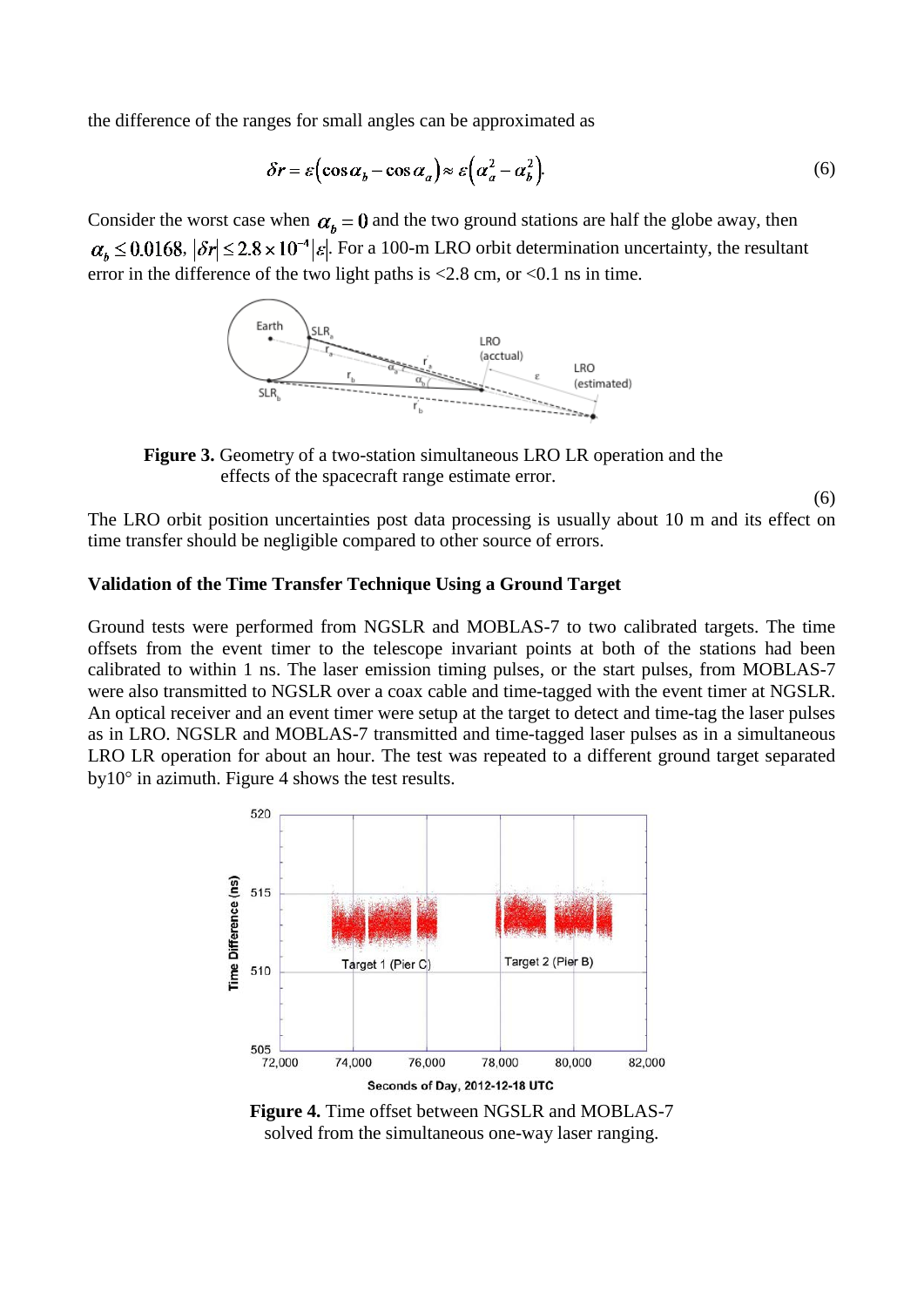the difference of the ranges for small angles can be approximated as

$$\delta r = \varepsilon\left(\cos\alpha_b - \cos\alpha_a\right) \approx \varepsilon\left(\alpha_a^2 - \alpha_b^2\right). \tag{6}$$

Consider the worst case when $\alpha_b = 0$ and the two ground stations are half the globe away, then $\alpha_b \leq 0.0168$, $|\delta r| \leq 2.8 \times 10^{-4}|\varepsilon|$. For a 100-m LRO orbit determination uncertainty, the resultant error in the difference of the two light paths is <2.8 cm, or <0.1 ns in time.

**Figure 3.** Geometry of a two-station simultaneous LRO LR operation and the effects of the spacecraft range estimate error.

(6)

The LRO orbit position uncertainties post data processing is usually about 10 m and its effect on time transfer should be negligible compared to other source of errors.

**Validation of the Time Transfer Technique Using a Ground Target**

Ground tests were performed from NGSLR and MOBLAS-7 to two calibrated targets. The time offsets from the event timer to the telescope invariant points at both of the stations had been calibrated to within 1 ns. The laser emission timing pulses, or the start pulses, from MOBLAS-7 were also transmitted to NGSLR over a coax cable and time-tagged with the event timer at NGSLR. An optical receiver and an event timer were setup at the target to detect and time-tag the laser pulses as in LRO. NGSLR and MOBLAS-7 transmitted and time-tagged laser pulses as in a simultaneous LRO LR operation for about an hour. The test was repeated to a different ground target separated by10° in azimuth. Figure 4 shows the test results.

**Figure 4.** Time offset between NGSLR and MOBLAS-7 solved from the simultaneous one-way laser ranging.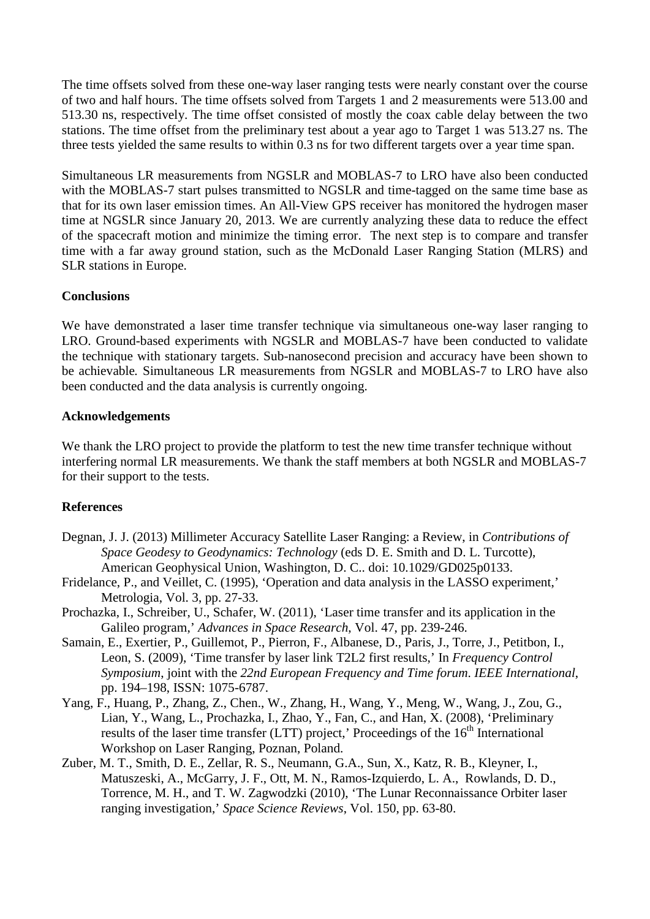The time offsets solved from these one-way laser ranging tests were nearly constant over the course of two and half hours. The time offsets solved from Targets 1 and 2 measurements were 513.00 and 513.30 ns, respectively. The time offset consisted of mostly the coax cable delay between the two stations. The time offset from the preliminary test about a year ago to Target 1 was 513.27 ns. The three tests yielded the same results to within 0.3 ns for two different targets over a year time span.

Simultaneous LR measurements from NGSLR and MOBLAS-7 to LRO have also been conducted with the MOBLAS-7 start pulses transmitted to NGSLR and time-tagged on the same time base as that for its own laser emission times. An All-View GPS receiver has monitored the hydrogen maser time at NGSLR since January 20, 2013. We are currently analyzing these data to reduce the effect of the spacecraft motion and minimize the timing error. The next step is to compare and transfer time with a far away ground station, such as the McDonald Laser Ranging Station (MLRS) and SLR stations in Europe.

**Conclusions**

We have demonstrated a laser time transfer technique via simultaneous one-way laser ranging to LRO. Ground-based experiments with NGSLR and MOBLAS-7 have been conducted to validate the technique with stationary targets. Sub-nanosecond precision and accuracy have been shown to be achievable. Simultaneous LR measurements from NGSLR and MOBLAS-7 to LRO have also been conducted and the data analysis is currently ongoing.

**Acknowledgements**

We thank the LRO project to provide the platform to test the new time transfer technique without interfering normal LR measurements. We thank the staff members at both NGSLR and MOBLAS-7 for their support to the tests.

**References**

Degnan, J. J. (2013) Millimeter Accuracy Satellite Laser Ranging: a Review, in *Contributions of Space Geodesy to Geodynamics: Technology* (eds D. E. Smith and D. L. Turcotte), American Geophysical Union, Washington, D. C.. doi: 10.1029/GD025p0133.

Fridelance, P., and Veillet, C. (1995), 'Operation and data analysis in the LASSO experiment,' Metrologia, Vol. 3, pp. 27-33.

Prochazka, I., Schreiber, U., Schafer, W. (2011), 'Laser time transfer and its application in the Galileo program,' *Advances in Space Research*, Vol. 47, pp. 239-246.

Samain, E., Exertier, P., Guillemot, P., Pierron, F., Albanese, D., Paris, J., Torre, J., Petitbon, I., Leon, S. (2009), 'Time transfer by laser link T2L2 first results,' In *Frequency Control Symposium*, joint with the *22nd European Frequency and Time forum. IEEE International*, pp. 194–198, ISSN: 1075-6787.

Yang, F., Huang, P., Zhang, Z., Chen., W., Zhang, H., Wang, Y., Meng, W., Wang, J., Zou, G., Lian, Y., Wang, L., Prochazka, I., Zhao, Y., Fan, C., and Han, X. (2008), 'Preliminary results of the laser time transfer (LTT) project,' Proceedings of the 16th International Workshop on Laser Ranging, Poznan, Poland.

Zuber, M. T., Smith, D. E., Zellar, R. S., Neumann, G.A., Sun, X., Katz, R. B., Kleyner, I., Matuszeski, A., McGarry, J. F., Ott, M. N., Ramos-Izquierdo, L. A., Rowlands, D. D., Torrence, M. H., and T. W. Zagwodzki (2010), 'The Lunar Reconnaissance Orbiter laser ranging investigation,' *Space Science Reviews*, Vol. 150, pp. 63-80.